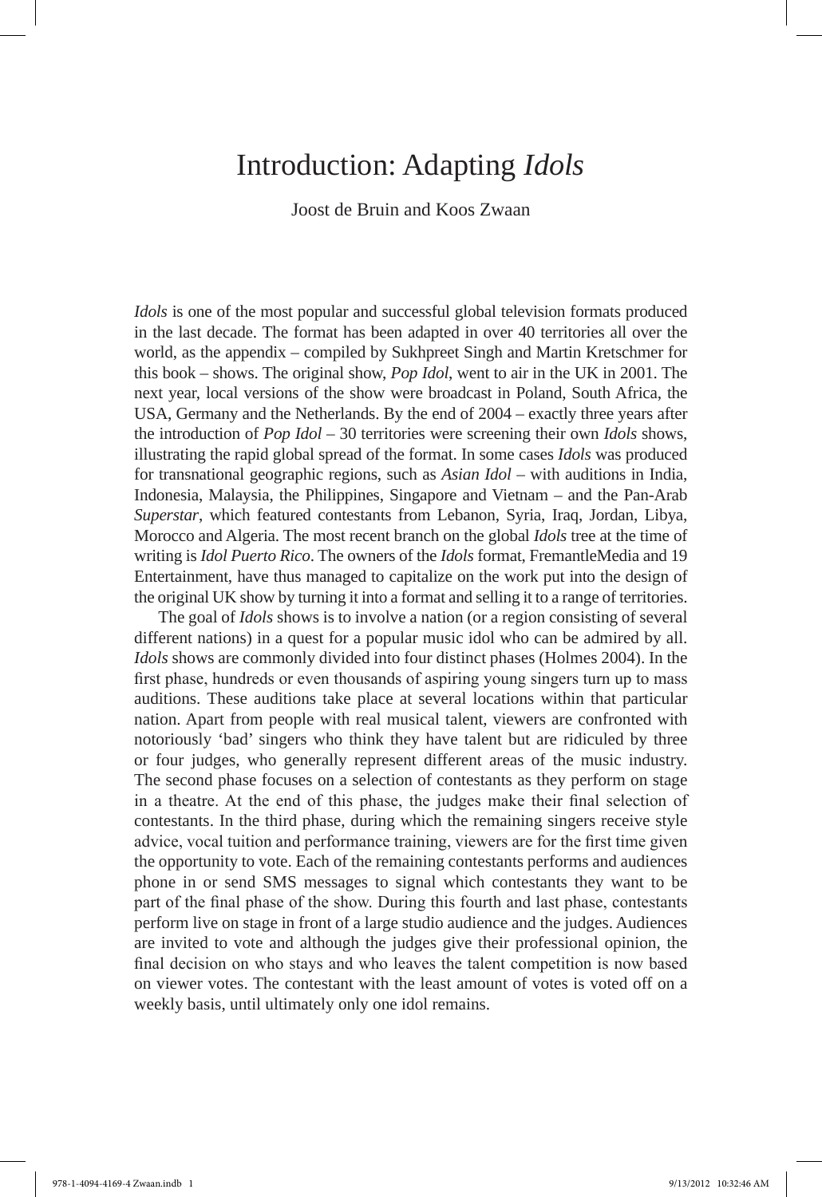# Introduction: Adapting *Idols*

Joost de Bruin and Koos Zwaan

*Idols* is one of the most popular and successful global television formats produced in the last decade. The format has been adapted in over 40 territories all over the world, as the appendix – compiled by Sukhpreet Singh and Martin Kretschmer for this book – shows. The original show, *Pop Idol*, went to air in the UK in 2001. The next year, local versions of the show were broadcast in Poland, South Africa, the USA, Germany and the Netherlands. By the end of 2004 – exactly three years after the introduction of *Pop Idol* – 30 territories were screening their own *Idols* shows, illustrating the rapid global spread of the format. In some cases *Idols* was produced for transnational geographic regions, such as *Asian Idol* – with auditions in India, Indonesia, Malaysia, the Philippines, Singapore and Vietnam – and the Pan-Arab *Superstar*, which featured contestants from Lebanon, Syria, Iraq, Jordan, Libya, Morocco and Algeria. The most recent branch on the global *Idols* tree at the time of writing is *Idol Puerto Rico*. The owners of the *Idols* format, FremantleMedia and 19 Entertainment, have thus managed to capitalize on the work put into the design of the original UK show by turning it into a format and selling it to a range of territories.

The goal of *Idols* shows is to involve a nation (or a region consisting of several different nations) in a quest for a popular music idol who can be admired by all. *Idols* shows are commonly divided into four distinct phases (Holmes 2004). In the first phase, hundreds or even thousands of aspiring young singers turn up to mass auditions. These auditions take place at several locations within that particular nation. Apart from people with real musical talent, viewers are confronted with notoriously 'bad' singers who think they have talent but are ridiculed by three or four judges, who generally represent different areas of the music industry. The second phase focuses on a selection of contestants as they perform on stage in a theatre. At the end of this phase, the judges make their final selection of contestants. In the third phase, during which the remaining singers receive style advice, vocal tuition and performance training, viewers are for the first time given the opportunity to vote. Each of the remaining contestants performs and audiences phone in or send SMS messages to signal which contestants they want to be part of the final phase of the show. During this fourth and last phase, contestants perform live on stage in front of a large studio audience and the judges. Audiences are invited to vote and although the judges give their professional opinion, the final decision on who stays and who leaves the talent competition is now based on viewer votes. The contestant with the least amount of votes is voted off on a weekly basis, until ultimately only one idol remains.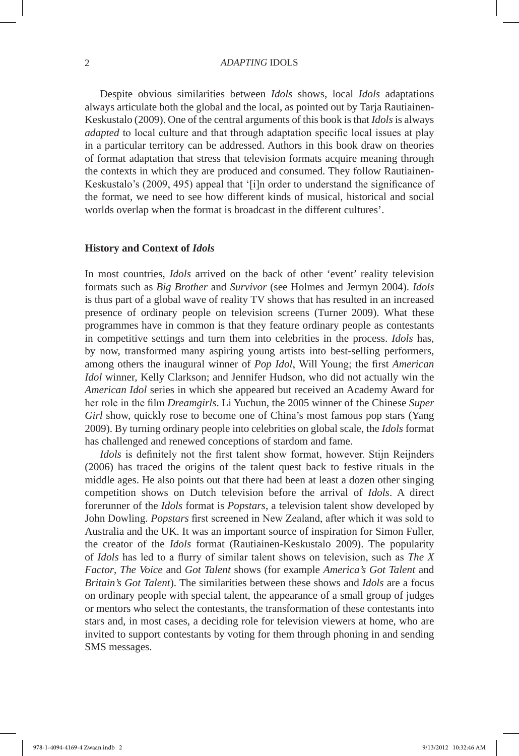Despite obvious similarities between *Idols* shows, local *Idols* adaptations always articulate both the global and the local, as pointed out by Tarja Rautiainen-Keskustalo (2009). One of the central arguments of this book is that *Idols* is always *adapted* to local culture and that through adaptation specific local issues at play in a particular territory can be addressed. Authors in this book draw on theories of format adaptation that stress that television formats acquire meaning through the contexts in which they are produced and consumed. They follow Rautiainen-Keskustalo's (2009, 495) appeal that '[i]n order to understand the significance of the format, we need to see how different kinds of musical, historical and social worlds overlap when the format is broadcast in the different cultures'.

### History and Context of *Idols*

In most countries, *Idols* arrived on the back of other 'event' reality television formats such as *Big Brother* and *Survivor* (see Holmes and Jermyn 2004). *Idols* is thus part of a global wave of reality TV shows that has resulted in an increased presence of ordinary people on television screens (Turner 2009). What these programmes have in common is that they feature ordinary people as contestants in competitive settings and turn them into celebrities in the process. *Idols* has, by now, transformed many aspiring young artists into best-selling performers, among others the inaugural winner of *Pop Idol*, Will Young; the first *American Idol* winner, Kelly Clarkson; and Jennifer Hudson, who did not actually win the *American Idol* series in which she appeared but received an Academy Award for her role in the film *Dreamgirls*. Li Yuchun, the 2005 winner of the Chinese *Super Girl* show, quickly rose to become one of China's most famous pop stars (Yang 2009). By turning ordinary people into celebrities on global scale, the *Idols* format has challenged and renewed conceptions of stardom and fame.

*Idols* is definitely not the first talent show format, however. Stijn Reijnders (2006) has traced the origins of the talent quest back to festive rituals in the middle ages. He also points out that there had been at least a dozen other singing competition shows on Dutch television before the arrival of *Idols*. A direct forerunner of the *Idols* format is *Popstars*, a television talent show developed by John Dowling. *Popstars* first screened in New Zealand, after which it was sold to Australia and the UK. It was an important source of inspiration for Simon Fuller, the creator of the *Idols* format (Rautiainen-Keskustalo 2009). The popularity of *Idols* has led to a flurry of similar talent shows on television, such as *The X Factor*, *The Voice* and *Got Talent* shows (for example *America's Got Talent* and *Britain's Got Talent*). The similarities between these shows and *Idols* are a focus on ordinary people with special talent, the appearance of a small group of judges or mentors who select the contestants, the transformation of these contestants into stars and, in most cases, a deciding role for television viewers at home, who are invited to support contestants by voting for them through phoning in and sending SMS messages.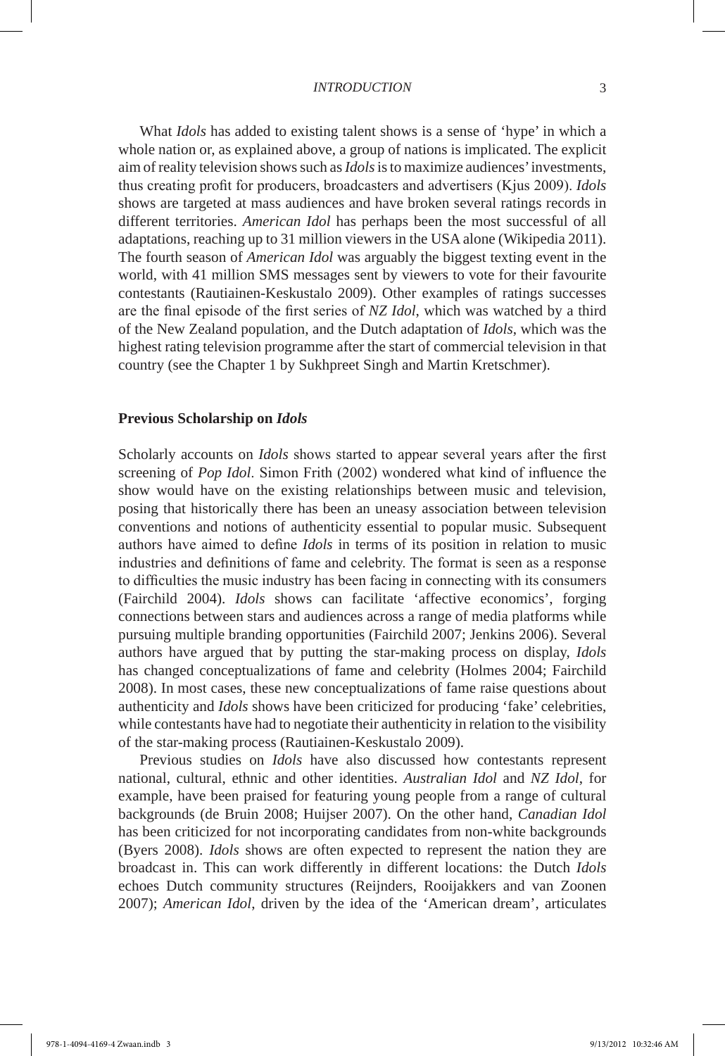What *Idols* has added to existing talent shows is a sense of 'hype' in which a whole nation or, as explained above, a group of nations is implicated. The explicit aim of reality television shows such as *Idols* is to maximize audiences' investments, thus creating profit for producers, broadcasters and advertisers (Kjus 2009). *Idols* shows are targeted at mass audiences and have broken several ratings records in different territories. *American Idol* has perhaps been the most successful of all adaptations, reaching up to 31 million viewers in the USA alone (Wikipedia 2011). The fourth season of *American Idol* was arguably the biggest texting event in the world, with 41 million SMS messages sent by viewers to vote for their favourite contestants (Rautiainen-Keskustalo 2009). Other examples of ratings successes are the final episode of the first series of *NZ Idol*, which was watched by a third of the New Zealand population, and the Dutch adaptation of *Idols*, which was the highest rating television programme after the start of commercial television in that country (see the Chapter 1 by Sukhpreet Singh and Martin Kretschmer).

### Previous Scholarship on *Idols*

Scholarly accounts on *Idols* shows started to appear several years after the first screening of *Pop Idol*. Simon Frith (2002) wondered what kind of influence the show would have on the existing relationships between music and television, posing that historically there has been an uneasy association between television conventions and notions of authenticity essential to popular music. Subsequent authors have aimed to define *Idols* in terms of its position in relation to music industries and definitions of fame and celebrity. The format is seen as a response to difficulties the music industry has been facing in connecting with its consumers (Fairchild 2004). *Idols* shows can facilitate 'affective economics', forging connections between stars and audiences across a range of media platforms while pursuing multiple branding opportunities (Fairchild 2007; Jenkins 2006). Several authors have argued that by putting the star-making process on display, *Idols* has changed conceptualizations of fame and celebrity (Holmes 2004; Fairchild 2008). In most cases, these new conceptualizations of fame raise questions about authenticity and *Idols* shows have been criticized for producing 'fake' celebrities, while contestants have had to negotiate their authenticity in relation to the visibility of the star-making process (Rautiainen-Keskustalo 2009).

Previous studies on *Idols* have also discussed how contestants represent national, cultural, ethnic and other identities. *Australian Idol* and *NZ Idol*, for example, have been praised for featuring young people from a range of cultural backgrounds (de Bruin 2008; Huijser 2007). On the other hand, *Canadian Idol* has been criticized for not incorporating candidates from non-white backgrounds (Byers 2008). *Idols* shows are often expected to represent the nation they are broadcast in. This can work differently in different locations: the Dutch *Idols* echoes Dutch community structures (Reijnders, Rooijakkers and van Zoonen 2007); *American Idol*, driven by the idea of the 'American dream', articulates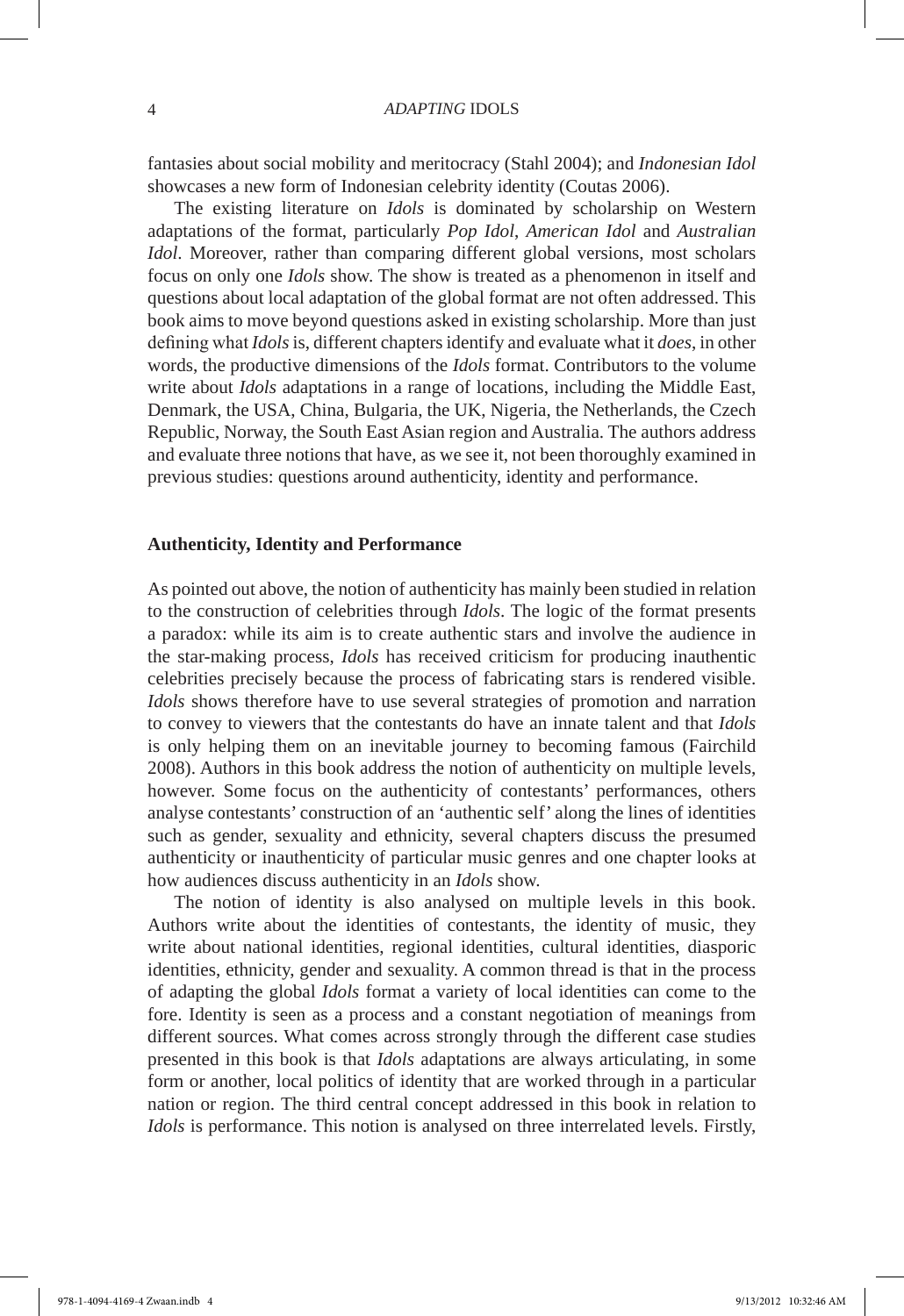fantasies about social mobility and meritocracy (Stahl 2004); and *Indonesian Idol* showcases a new form of Indonesian celebrity identity (Coutas 2006).

The existing literature on *Idols* is dominated by scholarship on Western adaptations of the format, particularly *Pop Idol*, *American Idol* and *Australian Idol*. Moreover, rather than comparing different global versions, most scholars focus on only one *Idols* show. The show is treated as a phenomenon in itself and questions about local adaptation of the global format are not often addressed. This book aims to move beyond questions asked in existing scholarship. More than just defining what *Idols* is, different chapters identify and evaluate what it *does*, in other words, the productive dimensions of the *Idols* format. Contributors to the volume write about *Idols* adaptations in a range of locations, including the Middle East, Denmark, the USA, China, Bulgaria, the UK, Nigeria, the Netherlands, the Czech Republic, Norway, the South East Asian region and Australia. The authors address and evaluate three notions that have, as we see it, not been thoroughly examined in previous studies: questions around authenticity, identity and performance.

## Authenticity, Identity and Performance

As pointed out above, the notion of authenticity has mainly been studied in relation to the construction of celebrities through *Idols*. The logic of the format presents a paradox: while its aim is to create authentic stars and involve the audience in the star-making process, *Idols* has received criticism for producing inauthentic celebrities precisely because the process of fabricating stars is rendered visible. *Idols* shows therefore have to use several strategies of promotion and narration to convey to viewers that the contestants do have an innate talent and that *Idols* is only helping them on an inevitable journey to becoming famous (Fairchild 2008). Authors in this book address the notion of authenticity on multiple levels, however. Some focus on the authenticity of contestants' performances, others analyse contestants' construction of an 'authentic self' along the lines of identities such as gender, sexuality and ethnicity, several chapters discuss the presumed authenticity or inauthenticity of particular music genres and one chapter looks at how audiences discuss authenticity in an *Idols* show.

The notion of identity is also analysed on multiple levels in this book. Authors write about the identities of contestants, the identity of music, they write about national identities, regional identities, cultural identities, diasporic identities, ethnicity, gender and sexuality. A common thread is that in the process of adapting the global *Idols* format a variety of local identities can come to the fore. Identity is seen as a process and a constant negotiation of meanings from different sources. What comes across strongly through the different case studies presented in this book is that *Idols* adaptations are always articulating, in some form or another, local politics of identity that are worked through in a particular nation or region. The third central concept addressed in this book in relation to *Idols* is performance. This notion is analysed on three interrelated levels. Firstly,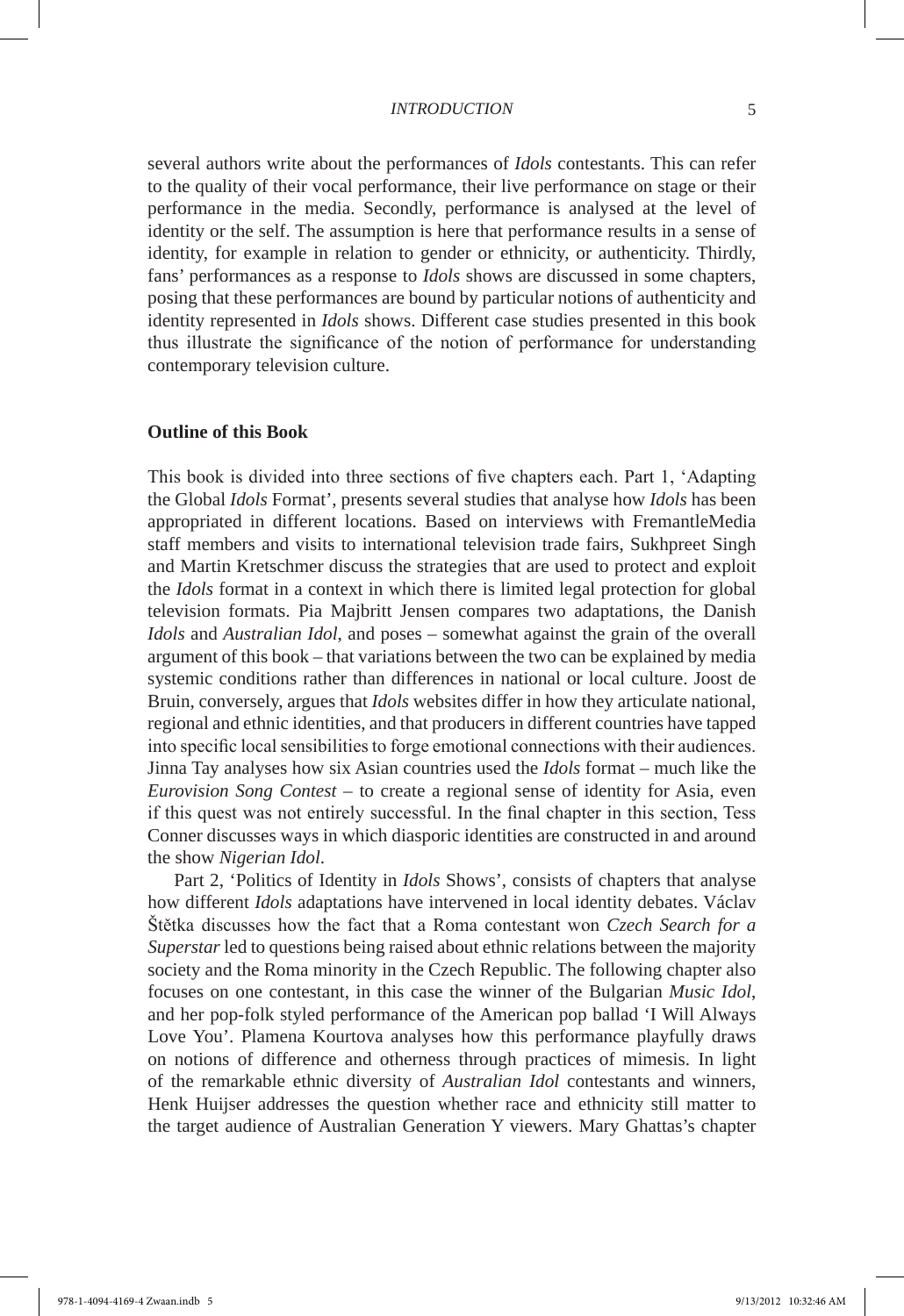several authors write about the performances of *Idols* contestants. This can refer to the quality of their vocal performance, their live performance on stage or their performance in the media. Secondly, performance is analysed at the level of identity or the self. The assumption is here that performance results in a sense of identity, for example in relation to gender or ethnicity, or authenticity. Thirdly, fans' performances as a response to *Idols* shows are discussed in some chapters, posing that these performances are bound by particular notions of authenticity and identity represented in *Idols* shows. Different case studies presented in this book thus illustrate the significance of the notion of performance for understanding contemporary television culture.

## Outline of this Book

This book is divided into three sections of five chapters each. Part 1, 'Adapting the Global *Idols* Format', presents several studies that analyse how *Idols* has been appropriated in different locations. Based on interviews with FremantleMedia staff members and visits to international television trade fairs, Sukhpreet Singh and Martin Kretschmer discuss the strategies that are used to protect and exploit the *Idols* format in a context in which there is limited legal protection for global television formats. Pia Majbritt Jensen compares two adaptations, the Danish *Idols* and *Australian Idol*, and poses – somewhat against the grain of the overall argument of this book – that variations between the two can be explained by media systemic conditions rather than differences in national or local culture. Joost de Bruin, conversely, argues that *Idols* websites differ in how they articulate national, regional and ethnic identities, and that producers in different countries have tapped into specific local sensibilities to forge emotional connections with their audiences. Jinna Tay analyses how six Asian countries used the *Idols* format – much like the *Eurovision Song Contest* – to create a regional sense of identity for Asia, even if this quest was not entirely successful. In the final chapter in this section, Tess Conner discusses ways in which diasporic identities are constructed in and around the show *Nigerian Idol*.

Part 2, 'Politics of Identity in *Idols* Shows', consists of chapters that analyse how different *Idols* adaptations have intervened in local identity debates. Václav Štětka discusses how the fact that a Roma contestant won *Czech Search for a Superstar* led to questions being raised about ethnic relations between the majority society and the Roma minority in the Czech Republic. The following chapter also focuses on one contestant, in this case the winner of the Bulgarian *Music Idol*, and her pop-folk styled performance of the American pop ballad 'I Will Always Love You'. Plamena Kourtova analyses how this performance playfully draws on notions of difference and otherness through practices of mimesis. In light of the remarkable ethnic diversity of *Australian Idol* contestants and winners, Henk Huijser addresses the question whether race and ethnicity still matter to the target audience of Australian Generation Y viewers. Mary Ghattas's chapter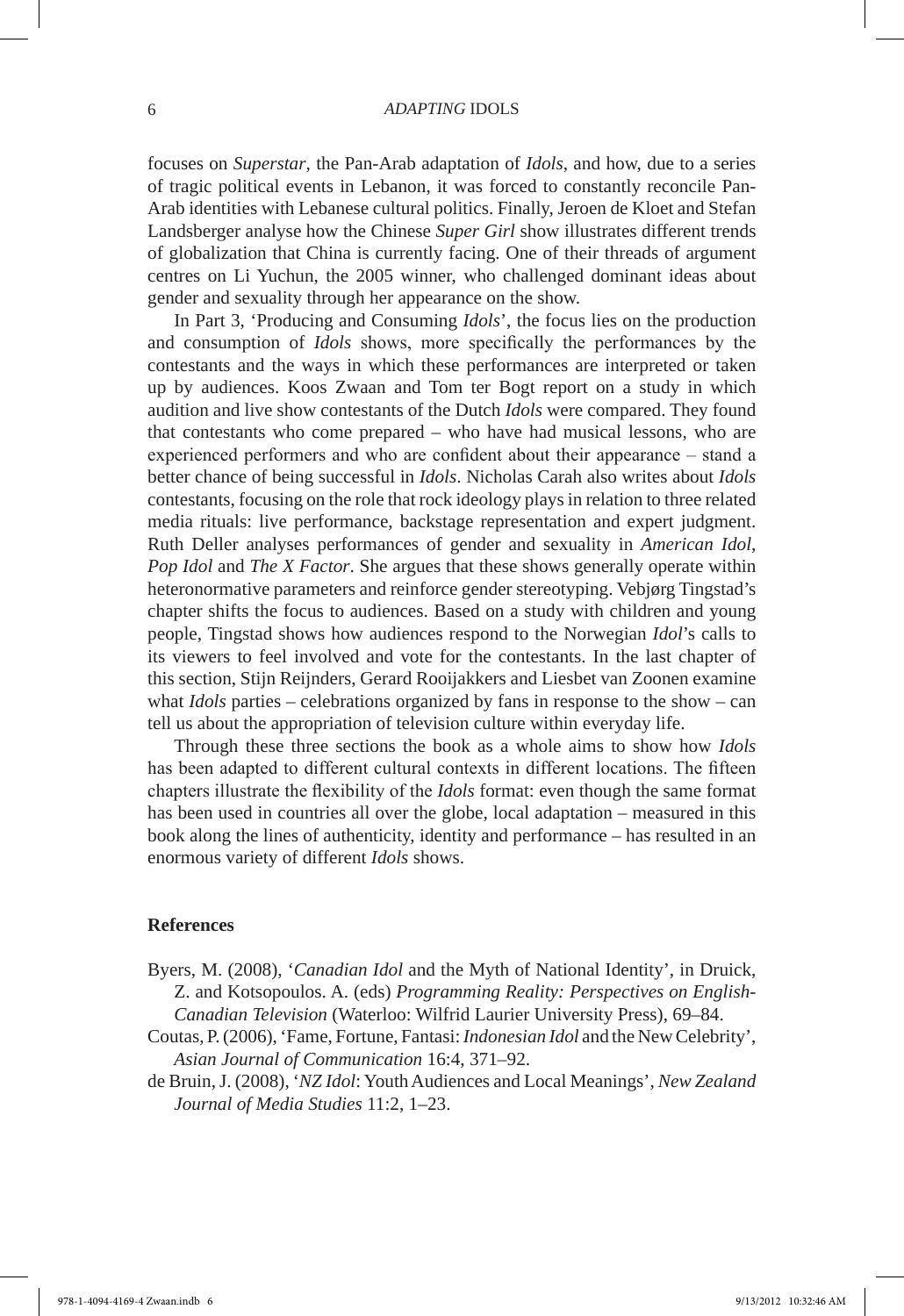focuses on *Superstar*, the Pan-Arab adaptation of *Idols*, and how, due to a series of tragic political events in Lebanon, it was forced to constantly reconcile Pan-Arab identities with Lebanese cultural politics. Finally, Jeroen de Kloet and Stefan Landsberger analyse how the Chinese *Super Girl* show illustrates different trends of globalization that China is currently facing. One of their threads of argument centres on Li Yuchun, the 2005 winner, who challenged dominant ideas about gender and sexuality through her appearance on the show.

In Part 3, 'Producing and Consuming *Idols*', the focus lies on the production and consumption of *Idols* shows, more specifically the performances by the contestants and the ways in which these performances are interpreted or taken up by audiences. Koos Zwaan and Tom ter Bogt report on a study in which audition and live show contestants of the Dutch *Idols* were compared. They found that contestants who come prepared – who have had musical lessons, who are experienced performers and who are confident about their appearance – stand a better chance of being successful in *Idols*. Nicholas Carah also writes about *Idols* contestants, focusing on the role that rock ideology plays in relation to three related media rituals: live performance, backstage representation and expert judgment. Ruth Deller analyses performances of gender and sexuality in *American Idol*, *Pop Idol* and *The X Factor*. She argues that these shows generally operate within heteronormative parameters and reinforce gender stereotyping. Vebjørg Tingstad's chapter shifts the focus to audiences. Based on a study with children and young people, Tingstad shows how audiences respond to the Norwegian *Idol*'s calls to its viewers to feel involved and vote for the contestants. In the last chapter of this section, Stijn Reijnders, Gerard Rooijakkers and Liesbet van Zoonen examine what *Idols* parties – celebrations organized by fans in response to the show – can tell us about the appropriation of television culture within everyday life.

Through these three sections the book as a whole aims to show how *Idols* has been adapted to different cultural contexts in different locations. The fifteen chapters illustrate the flexibility of the *Idols* format: even though the same format has been used in countries all over the globe, local adaptation – measured in this book along the lines of authenticity, identity and performance – has resulted in an enormous variety of different *Idols* shows.

## References

Byers, M. (2008), '*Canadian Idol* and the Myth of National Identity', in Druick, Z. and Kotsopoulos. A. (eds) *Programming Reality: Perspectives on English-Canadian Television* (Waterloo: Wilfrid Laurier University Press), 69–84.

Coutas, P. (2006), 'Fame, Fortune, Fantasi: *Indonesian Idol* and the New Celebrity', *Asian Journal of Communication* 16:4, 371–92.

de Bruin, J. (2008), '*NZ Idol*: Youth Audiences and Local Meanings', *New Zealand Journal of Media Studies* 11:2, 1–23.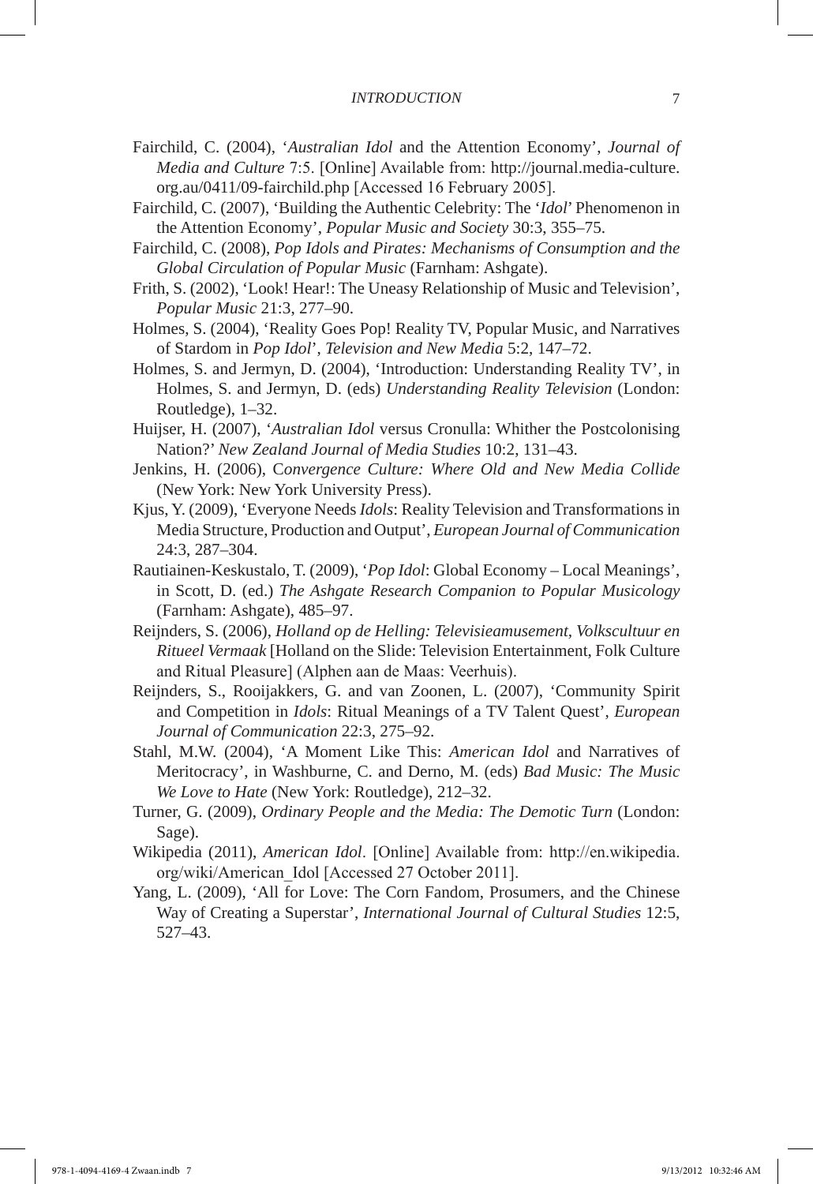Fairchild, C. (2004), '*Australian Idol* and the Attention Economy', *Journal of Media and Culture* 7:5. [Online] Available from: http://journal.media-culture.org.au/0411/09-fairchild.php [Accessed 16 February 2005].

Fairchild, C. (2007), 'Building the Authentic Celebrity: The '*Idol*' Phenomenon in the Attention Economy', *Popular Music and Society* 30:3, 355–75.

Fairchild, C. (2008), *Pop Idols and Pirates: Mechanisms of Consumption and the Global Circulation of Popular Music* (Farnham: Ashgate).

Frith, S. (2002), 'Look! Hear!: The Uneasy Relationship of Music and Television', *Popular Music* 21:3, 277–90.

Holmes, S. (2004), 'Reality Goes Pop! Reality TV, Popular Music, and Narratives of Stardom in *Pop Idol*', *Television and New Media* 5:2, 147–72.

Holmes, S. and Jermyn, D. (2004), 'Introduction: Understanding Reality TV', in Holmes, S. and Jermyn, D. (eds) *Understanding Reality Television* (London: Routledge), 1–32.

Huijser, H. (2007), '*Australian Idol* versus Cronulla: Whither the Postcolonising Nation?' *New Zealand Journal of Media Studies* 10:2, 131–43.

Jenkins, H. (2006), C*onvergence Culture: Where Old and New Media Collide* (New York: New York University Press).

Kjus, Y. (2009), 'Everyone Needs *Idols*: Reality Television and Transformations in Media Structure, Production and Output', *European Journal of Communication* 24:3, 287–304.

Rautiainen-Keskustalo, T. (2009), '*Pop Idol*: Global Economy – Local Meanings', in Scott, D. (ed.) *The Ashgate Research Companion to Popular Musicology* (Farnham: Ashgate), 485–97.

Reijnders, S. (2006), *Holland op de Helling: Televisieamusement, Volkscultuur en Ritueel Vermaak* [Holland on the Slide: Television Entertainment, Folk Culture and Ritual Pleasure] (Alphen aan de Maas: Veerhuis).

Reijnders, S., Rooijakkers, G. and van Zoonen, L. (2007), 'Community Spirit and Competition in *Idols*: Ritual Meanings of a TV Talent Quest', *European Journal of Communication* 22:3, 275–92.

Stahl, M.W. (2004), 'A Moment Like This: *American Idol* and Narratives of Meritocracy', in Washburne, C. and Derno, M. (eds) *Bad Music: The Music We Love to Hate* (New York: Routledge), 212–32.

Turner, G. (2009), *Ordinary People and the Media: The Demotic Turn* (London: Sage).

Wikipedia (2011), *American Idol*. [Online] Available from: http://en.wikipedia.org/wiki/American_Idol [Accessed 27 October 2011].

Yang, L. (2009), 'All for Love: The Corn Fandom, Prosumers, and the Chinese Way of Creating a Superstar', *International Journal of Cultural Studies* 12:5, 527–43.